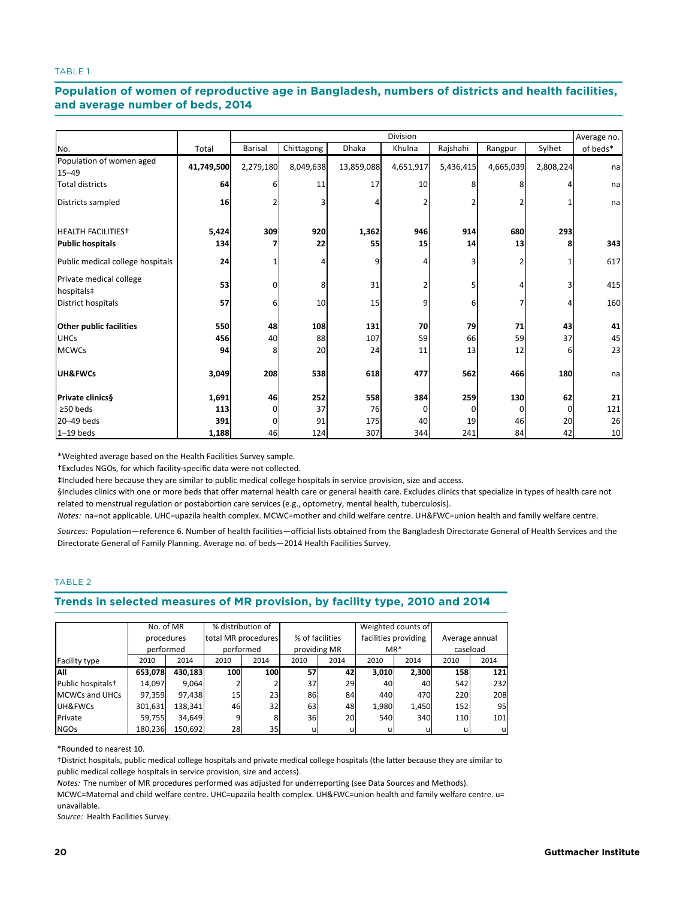TABLE 1

## Population of women of reproductive age in Bangladesh, numbers of districts and health facilities, and average number of beds, 2014

| No. | Total | Division | | | | | | | Average no. of beds* |
|---|---|---|---|---|---|---|---|---|---|
| | | Barisal | Chittagong | Dhaka | Khulna | Rajshahi | Rangpur | Sylhet | |
| Population of women aged 15–49 | **41,749,500** | 2,279,180 | 8,049,638 | 13,859,088 | 4,651,917 | 5,436,415 | 4,665,039 | 2,808,224 | na |
| Total districts | **64** | 6 | 11 | 17 | 10 | 8 | 8 | 4 | na |
| Districts sampled | **16** | 2 | 3 | 4 | 2 | 2 | 2 | 1 | na |
| HEALTH FACILITIES† | **5,424** | **309** | **920** | **1,362** | **946** | **914** | **680** | **293** | |
| **Public hospitals** | **134** | **7** | **22** | **55** | **15** | **14** | **13** | **8** | **343** |
| Public medical college hospitals | **24** | 1 | 4 | 9 | 4 | 3 | 2 | 1 | 617 |
| Private medical college hospitals‡ | **53** | 0 | 8 | 31 | 2 | 5 | 4 | 3 | 415 |
| District hospitals | **57** | 6 | 10 | 15 | 9 | 6 | 7 | 4 | 160 |
| **Other public facilities** | **550** | **48** | **108** | **131** | **70** | **79** | **71** | **43** | **41** |
| UHCs | **456** | 40 | 88 | 107 | 59 | 66 | 59 | 37 | 45 |
| MCWCs | **94** | 8 | 20 | 24 | 11 | 13 | 12 | 6 | 23 |
| **UH&FWCs** | **3,049** | **208** | **538** | **618** | **477** | **562** | **466** | **180** | na |
| **Private clinics§** | **1,691** | **46** | **252** | **558** | **384** | **259** | **130** | **62** | **21** |
| ≥50 beds | **113** | 0 | 37 | 76 | 0 | 0 | 0 | 0 | 121 |
| 20–49 beds | **391** | 0 | 91 | 175 | 40 | 19 | 46 | 20 | 26 |
| 1–19 beds | **1,188** | 46 | 124 | 307 | 344 | 241 | 84 | 42 | 10 |

*Weighted average based on the Health Facilities Survey sample.

†Excludes NGOs, for which facility-specific data were not collected.

‡Included here because they are similar to public medical college hospitals in service provision, size and access.

§Includes clinics with one or more beds that offer maternal health care or general health care. Excludes clinics that specialize in types of health care not related to menstrual regulation or postabortion care services (e.g., optometry, mental health, tuberculosis).

*Notes:* na=not applicable. UHC=upazila health complex. MCWC=mother and child welfare centre. UH&FWC=union health and family welfare centre.

*Sources:* Population—reference 6. Number of health facilities—official lists obtained from the Bangladesh Directorate General of Health Services and the Directorate General of Family Planning. Average no. of beds—2014 Health Facilities Survey.

TABLE 2

## Trends in selected measures of MR provision, by facility type, 2010 and 2014

| Facility type | No. of MR procedures performed | | % distribution of total MR procedures performed | | % of facilities providing MR | | Weighted counts of facilities providing MR* | | Average annual caseload | |
|---|---|---|---|---|---|---|---|---|---|---|
| | 2010 | 2014 | 2010 | 2014 | 2010 | 2014 | 2010 | 2014 | 2010 | 2014 |
| **All** | **653,078** | **430,183** | **100** | **100** | **57** | **42** | **3,010** | **2,300** | **158** | **121** |
| Public hospitals† | 14,097 | 9,064 | 2 | 2 | 37 | 29 | 40 | 40 | 542 | 232 |
| MCWCs and UHCs | 97,359 | 97,438 | 15 | 23 | 86 | 84 | 440 | 470 | 220 | 208 |
| UH&FWCs | 301,631 | 138,341 | 46 | 32 | 63 | 48 | 1,980 | 1,450 | 152 | 95 |
| Private | 59,755 | 34,649 | 9 | 8 | 36 | 20 | 540 | 340 | 110 | 101 |
| NGOs | 180,236 | 150,692 | 28 | 35 | u | u | u | u | u | u |

*Rounded to nearest 10.

†District hospitals, public medical college hospitals and private medical college hospitals (the latter because they are similar to public medical college hospitals in service provision, size and access).

*Notes:* The number of MR procedures performed was adjusted for underreporting (see Data Sources and Methods). MCWC=Maternal and child welfare centre. UHC=upazila health complex. UH&FWC=union health and family welfare centre. u= unavailable.

*Source:* Health Facilities Survey.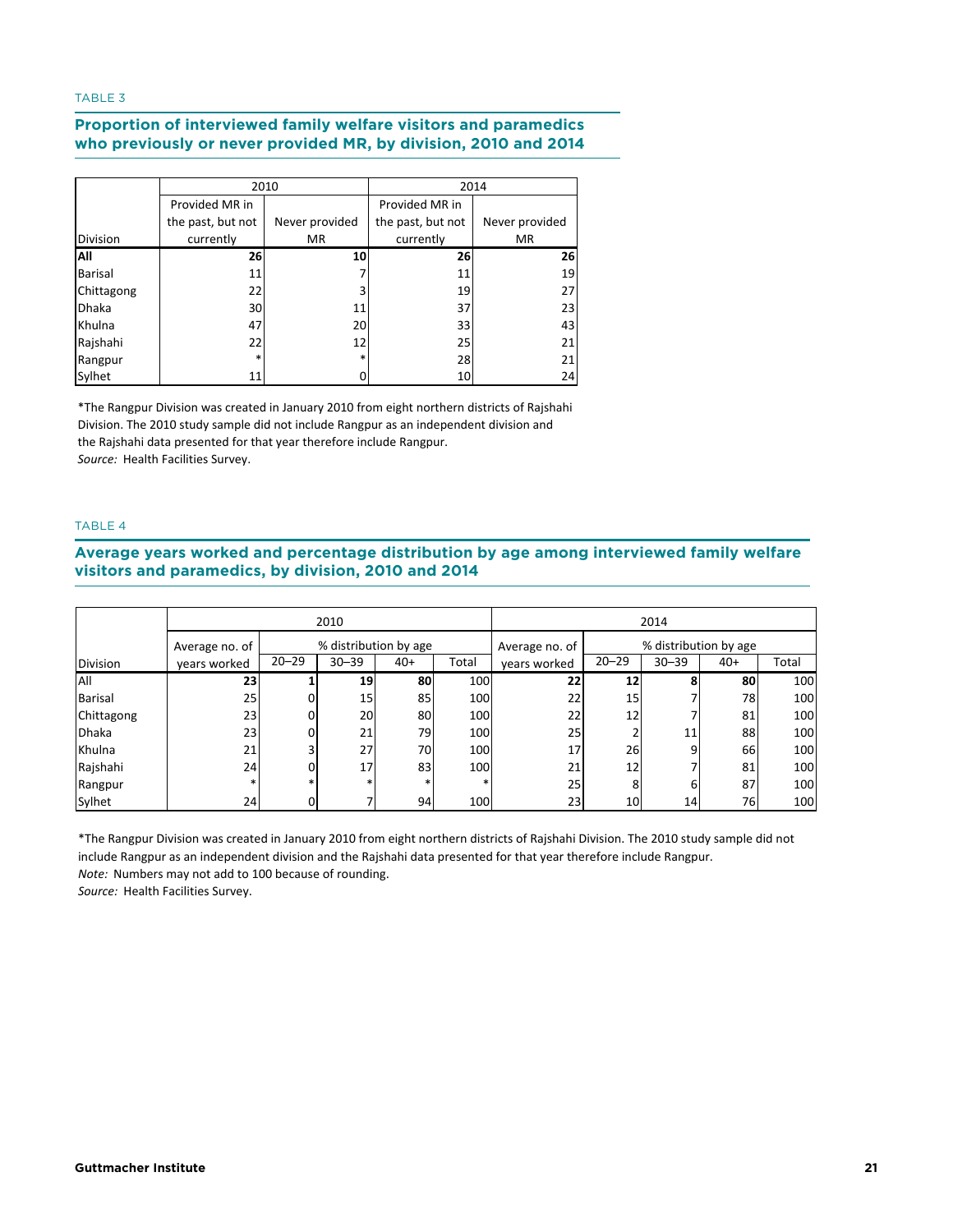TABLE 3

## Proportion of interviewed family welfare visitors and paramedics who previously or never provided MR, by division, 2010 and 2014

| Division | 2010 | | 2014 | |
|---|---|---|---|---|
| | Provided MR in the past, but not currently | Never provided MR | Provided MR in the past, but not currently | Never provided MR |
| **All** | **26** | **10** | **26** | **26** |
| Barisal | 11 | 7 | 11 | 19 |
| Chittagong | 22 | 3 | 19 | 27 |
| Dhaka | 30 | 11 | 37 | 23 |
| Khulna | 47 | 20 | 33 | 43 |
| Rajshahi | 22 | 12 | 25 | 21 |
| Rangpur | * | * | 28 | 21 |
| Sylhet | 11 | 0 | 10 | 24 |

*The Rangpur Division was created in January 2010 from eight northern districts of Rajshahi Division. The 2010 study sample did not include Rangpur as an independent division and the Rajshahi data presented for that year therefore include Rangpur.
*Source:* Health Facilities Survey.

TABLE 4

## Average years worked and percentage distribution by age among interviewed family welfare visitors and paramedics, by division, 2010 and 2014

| Division | 2010 | | | | | 2014 | | | | |
|---|---|---|---|---|---|---|---|---|---|---|
| | Average no. of years worked | % distribution by age | | | | Average no. of years worked | % distribution by age | | | |
| | | 20–29 | 30–39 | 40+ | Total | | 20–29 | 30–39 | 40+ | Total |
| All | **23** | **1** | **19** | **80** | 100 | **22** | **12** | **8** | **80** | 100 |
| Barisal | 25 | 0 | 15 | 85 | 100 | 22 | 15 | 7 | 78 | 100 |
| Chittagong | 23 | 0 | 20 | 80 | 100 | 22 | 12 | 7 | 81 | 100 |
| Dhaka | 23 | 0 | 21 | 79 | 100 | 25 | 2 | 11 | 88 | 100 |
| Khulna | 21 | 3 | 27 | 70 | 100 | 17 | 26 | 9 | 66 | 100 |
| Rajshahi | 24 | 0 | 17 | 83 | 100 | 21 | 12 | 7 | 81 | 100 |
| Rangpur | * | * | * | * | * | 25 | 8 | 6 | 87 | 100 |
| Sylhet | 24 | 0 | 7 | 94 | 100 | 23 | 10 | 14 | 76 | 100 |

*The Rangpur Division was created in January 2010 from eight northern districts of Rajshahi Division. The 2010 study sample did not include Rangpur as an independent division and the Rajshahi data presented for that year therefore include Rangpur.
*Note:* Numbers may not add to 100 because of rounding.
*Source:* Health Facilities Survey.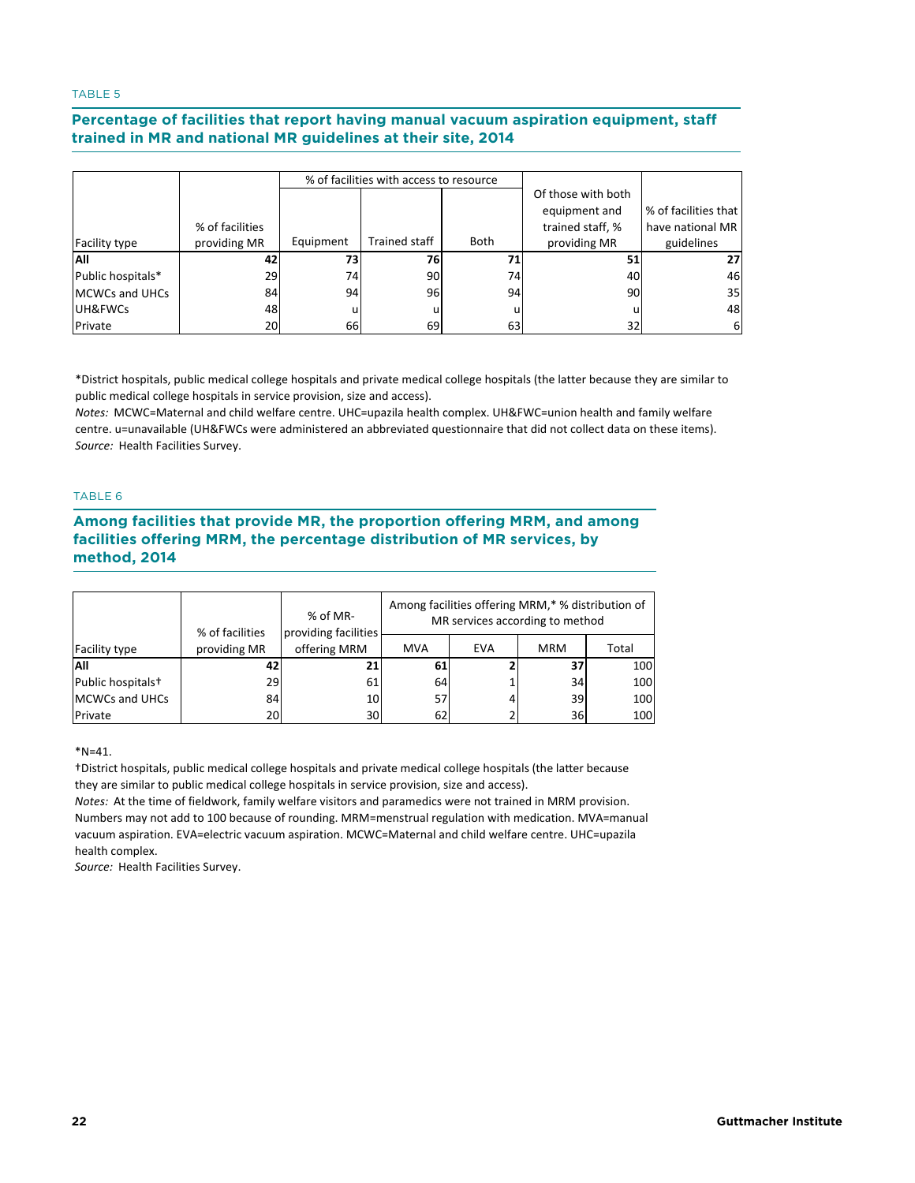TABLE 5

## Percentage of facilities that report having manual vacuum aspiration equipment, staff trained in MR and national MR guidelines at their site, 2014

| Facility type | % of facilities providing MR | % of facilities with access to resource | | | Of those with both equipment and trained staff, % providing MR | % of facilities that have national MR guidelines |
|---|---|---|---|---|---|---|
| | | Equipment | Trained staff | Both | | |
| **All** | **42** | **73** | **76** | **71** | **51** | **27** |
| Public hospitals* | 29 | 74 | 90 | 74 | 40 | 46 |
| MCWCs and UHCs | 84 | 94 | 96 | 94 | 90 | 35 |
| UH&FWCs | 48 | u | u | u | u | 48 |
| Private | 20 | 66 | 69 | 63 | 32 | 6 |

*District hospitals, public medical college hospitals and private medical college hospitals (the latter because they are similar to public medical college hospitals in service provision, size and access).
*Notes:* MCWC=Maternal and child welfare centre. UHC=upazila health complex. UH&FWC=union health and family welfare centre. u=unavailable (UH&FWCs were administered an abbreviated questionnaire that did not collect data on these items).
*Source:* Health Facilities Survey.

TABLE 6

## Among facilities that provide MR, the proportion offering MRM, and among facilities offering MRM, the percentage distribution of MR services, by method, 2014

| Facility type | % of facilities providing MR | % of MR-providing facilities offering MRM | Among facilities offering MRM,* % distribution of MR services according to method | | | |
|---|---|---|---|---|---|---|
| | | | MVA | EVA | MRM | Total |
| **All** | **42** | **21** | **61** | **2** | **37** | 100 |
| Public hospitals† | 29 | 61 | 64 | 1 | 34 | 100 |
| MCWCs and UHCs | 84 | 10 | 57 | 4 | 39 | 100 |
| Private | 20 | 30 | 62 | 2 | 36 | 100 |

*N=41.
†District hospitals, public medical college hospitals and private medical college hospitals (the latter because they are similar to public medical college hospitals in service provision, size and access).
*Notes:* At the time of fieldwork, family welfare visitors and paramedics were not trained in MRM provision. Numbers may not add to 100 because of rounding. MRM=menstrual regulation with medication. MVA=manual vacuum aspiration. EVA=electric vacuum aspiration. MCWC=Maternal and child welfare centre. UHC=upazila health complex.
*Source:* Health Facilities Survey.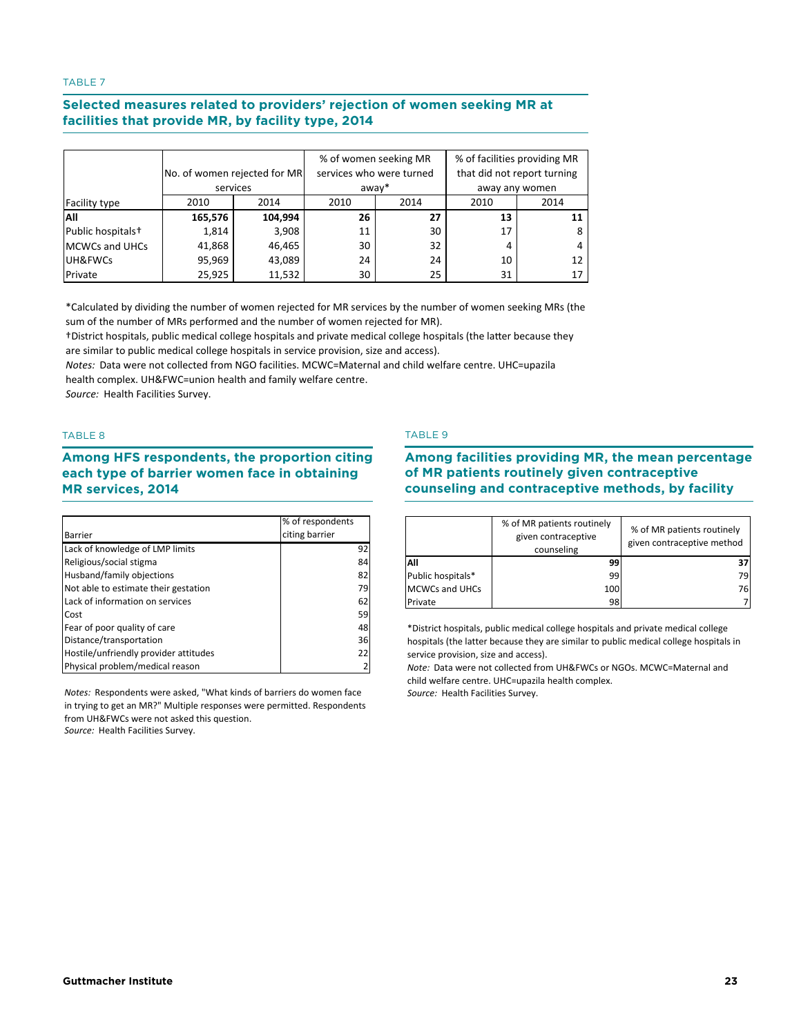TABLE 7

## Selected measures related to providers' rejection of women seeking MR at facilities that provide MR, by facility type, 2014

| Facility type | No. of women rejected for MR services | | % of women seeking MR services who were turned away* | | % of facilities providing MR that did not report turning away any women | |
|---|---|---|---|---|---|---|
| | 2010 | 2014 | 2010 | 2014 | 2010 | 2014 |
| **All** | **165,576** | **104,994** | **26** | **27** | **13** | **11** |
| Public hospitals† | 1,814 | 3,908 | 11 | 30 | 17 | 8 |
| MCWCs and UHCs | 41,868 | 46,465 | 30 | 32 | 4 | 4 |
| UH&FWCs | 95,969 | 43,089 | 24 | 24 | 10 | 12 |
| Private | 25,925 | 11,532 | 30 | 25 | 31 | 17 |

*Calculated by dividing the number of women rejected for MR services by the number of women seeking MRs (the sum of the number of MRs performed and the number of women rejected for MR).
†District hospitals, public medical college hospitals and private medical college hospitals (the latter because they are similar to public medical college hospitals in service provision, size and access).
*Notes:* Data were not collected from NGO facilities. MCWC=Maternal and child welfare centre. UHC=upazila health complex. UH&FWC=union health and family welfare centre.
*Source:* Health Facilities Survey.

TABLE 8

## Among HFS respondents, the proportion citing each type of barrier women face in obtaining MR services, 2014

| Barrier | % of respondents citing barrier |
|---|---|
| Lack of knowledge of LMP limits | 92 |
| Religious/social stigma | 84 |
| Husband/family objections | 82 |
| Not able to estimate their gestation | 79 |
| Lack of information on services | 62 |
| Cost | 59 |
| Fear of poor quality of care | 48 |
| Distance/transportation | 36 |
| Hostile/unfriendly provider attitudes | 22 |
| Physical problem/medical reason | 2 |

*Notes:* Respondents were asked, "What kinds of barriers do women face in trying to get an MR?" Multiple responses were permitted. Respondents from UH&FWCs were not asked this question.
*Source:* Health Facilities Survey.

TABLE 9

## Among facilities providing MR, the mean percentage of MR patients routinely given contraceptive counseling and contraceptive methods, by facility

| | % of MR patients routinely given contraceptive counseling | % of MR patients routinely given contraceptive method |
|---|---|---|
| **All** | **99** | **37** |
| Public hospitals* | 99 | 79 |
| MCWCs and UHCs | 100 | 76 |
| Private | 98 | 7 |

*District hospitals, public medical college hospitals and private medical college hospitals (the latter because they are similar to public medical college hospitals in service provision, size and access).
*Note:* Data were not collected from UH&FWCs or NGOs. MCWC=Maternal and child welfare centre. UHC=upazila health complex.
*Source:* Health Facilities Survey.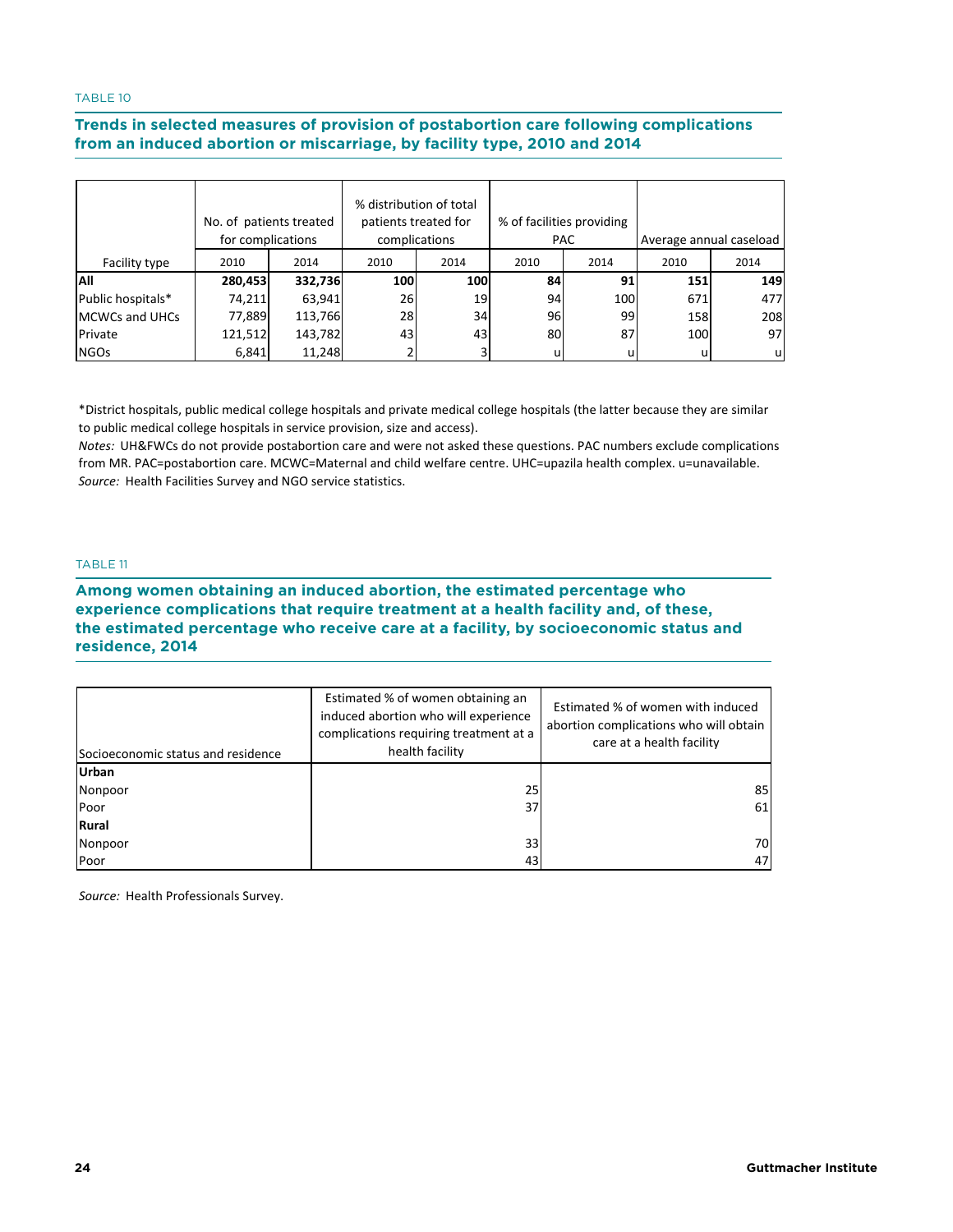TABLE 10

### Trends in selected measures of provision of postabortion care following complications from an induced abortion or miscarriage, by facility type, 2010 and 2014

| Facility type | No. of patients treated for complications | | % distribution of total patients treated for complications | | % of facilities providing PAC | | Average annual caseload | |
|---|---|---|---|---|---|---|---|---|
| | 2010 | 2014 | 2010 | 2014 | 2010 | 2014 | 2010 | 2014 |
| **All** | **280,453** | **332,736** | **100** | **100** | **84** | **91** | **151** | **149** |
| Public hospitals* | 74,211 | 63,941 | 26 | 19 | 94 | 100 | 671 | 477 |
| MCWCs and UHCs | 77,889 | 113,766 | 28 | 34 | 96 | 99 | 158 | 208 |
| Private | 121,512 | 143,782 | 43 | 43 | 80 | 87 | 100 | 97 |
| NGOs | 6,841 | 11,248 | 2 | 3 | u | u | u | u |

*District hospitals, public medical college hospitals and private medical college hospitals (the latter because they are similar to public medical college hospitals in service provision, size and access).

*Notes:* UH&FWCs do not provide postabortion care and were not asked these questions. PAC numbers exclude complications from MR. PAC=postabortion care. MCWC=Maternal and child welfare centre. UHC=upazila health complex. u=unavailable.

*Source:* Health Facilities Survey and NGO service statistics.

TABLE 11

### Among women obtaining an induced abortion, the estimated percentage who experience complications that require treatment at a health facility and, of these, the estimated percentage who receive care at a facility, by socioeconomic status and residence, 2014

| Socioeconomic status and residence | Estimated % of women obtaining an induced abortion who will experience complications requiring treatment at a health facility | Estimated % of women with induced abortion complications who will obtain care at a health facility |
|---|---|---|
| **Urban** | | |
| Nonpoor | 25 | 85 |
| Poor | 37 | 61 |
| **Rural** | | |
| Nonpoor | 33 | 70 |
| Poor | 43 | 47 |

*Source:* Health Professionals Survey.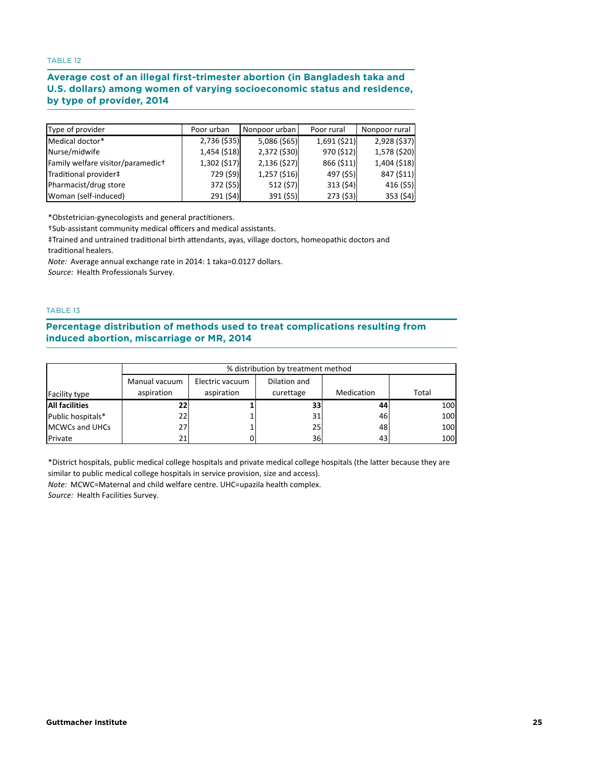TABLE 12

### Average cost of an illegal first-trimester abortion (in Bangladesh taka and U.S. dollars) among women of varying socioeconomic status and residence, by type of provider, 2014

| Type of provider | Poor urban | Nonpoor urban | Poor rural | Nonpoor rural |
|---|---|---|---|---|
| Medical doctor* | 2,736 ($35) | 5,086 ($65) | 1,691 ($21) | 2,928 ($37) |
| Nurse/midwife | 1,454 ($18) | 2,372 ($30) | 970 ($12) | 1,578 ($20) |
| Family welfare visitor/paramedic† | 1,302 ($17) | 2,136 ($27) | 866 ($11) | 1,404 ($18) |
| Traditional provider‡ | 729 ($9) | 1,257 ($16) | 497 ($5) | 847 ($11) |
| Pharmacist/drug store | 372 ($5) | 512 ($7) | 313 ($4) | 416 ($5) |
| Woman (self-induced) | 291 ($4) | 391 ($5) | 273 ($3) | 353 ($4) |

*Obstetrician-gynecologists and general practitioners.
†Sub-assistant community medical officers and medical assistants.
‡Trained and untrained traditional birth attendants, ayas, village doctors, homeopathic doctors and traditional healers.
*Note:* Average annual exchange rate in 2014: 1 taka=0.0127 dollars.
*Source:* Health Professionals Survey.

TABLE 13

### Percentage distribution of methods used to treat complications resulting from induced abortion, miscarriage or MR, 2014

| | % distribution by treatment method | | | | |
|---|---|---|---|---|---|
| Facility type | Manual vacuum aspiration | Electric vacuum aspiration | Dilation and curettage | Medication | Total |
| **All facilities** | **22** | **1** | **33** | **44** | 100 |
| Public hospitals* | 22 | 1 | 31 | 46 | 100 |
| MCWCs and UHCs | 27 | 1 | 25 | 48 | 100 |
| Private | 21 | 0 | 36 | 43 | 100 |

*District hospitals, public medical college hospitals and private medical college hospitals (the latter because they are similar to public medical college hospitals in service provision, size and access).
*Note:* MCWC=Maternal and child welfare centre. UHC=upazila health complex.
*Source:* Health Facilities Survey.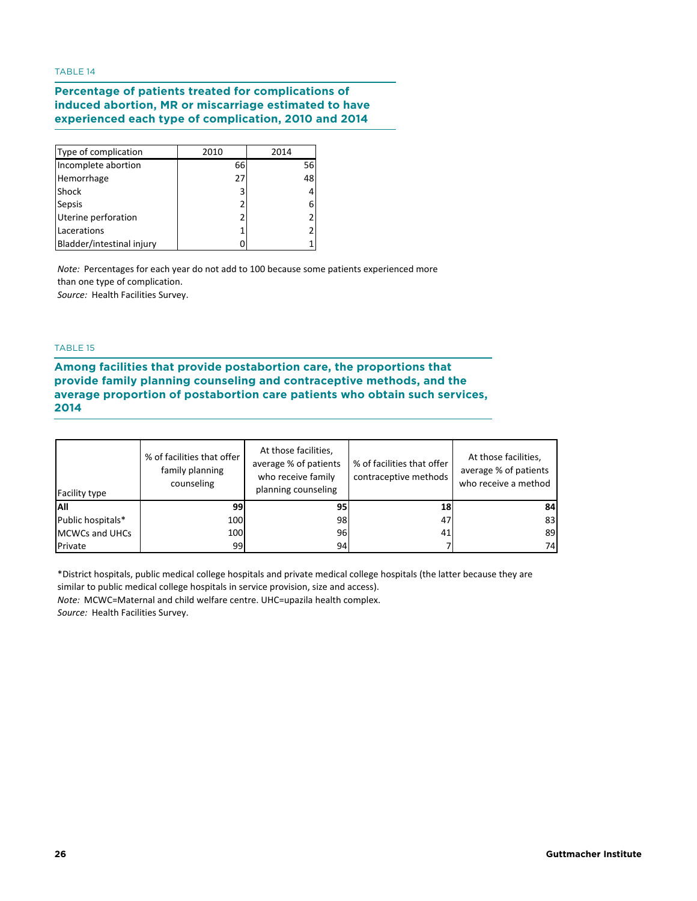TABLE 14

### Percentage of patients treated for complications of induced abortion, MR or miscarriage estimated to have experienced each type of complication, 2010 and 2014

| Type of complication | 2010 | 2014 |
|---|---|---|
| Incomplete abortion | 66 | 56 |
| Hemorrhage | 27 | 48 |
| Shock | 3 | 4 |
| Sepsis | 2 | 6 |
| Uterine perforation | 2 | 2 |
| Lacerations | 1 | 2 |
| Bladder/intestinal injury | 0 | 1 |

*Note:* Percentages for each year do not add to 100 because some patients experienced more than one type of complication.
*Source:* Health Facilities Survey.

TABLE 15

### Among facilities that provide postabortion care, the proportions that provide family planning counseling and contraceptive methods, and the average proportion of postabortion care patients who obtain such services, 2014

| Facility type | % of facilities that offer family planning counseling | At those facilities, average % of patients who receive family planning counseling | % of facilities that offer contraceptive methods | At those facilities, average % of patients who receive a method |
|---|---|---|---|---|
| **All** | **99** | **95** | **18** | **84** |
| Public hospitals* | 100 | 98 | 47 | 83 |
| MCWCs and UHCs | 100 | 96 | 41 | 89 |
| Private | 99 | 94 | 7 | 74 |

*District hospitals, public medical college hospitals and private medical college hospitals (the latter because they are similar to public medical college hospitals in service provision, size and access).
*Note:* MCWC=Maternal and child welfare centre. UHC=upazila health complex.
*Source:* Health Facilities Survey.